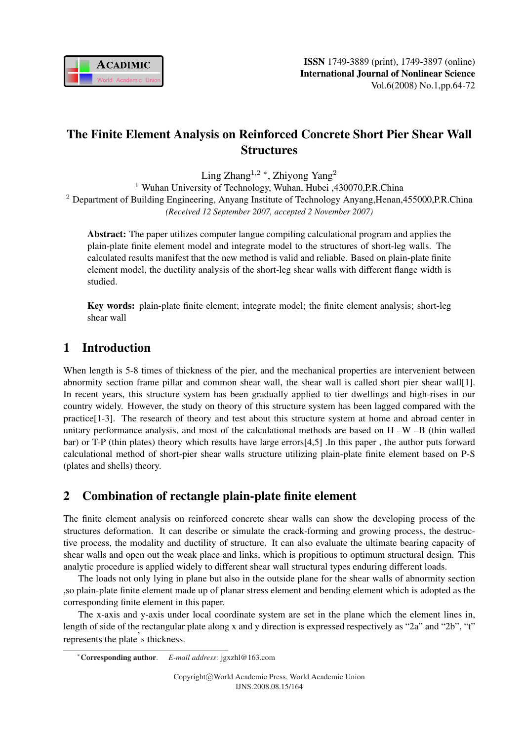# The Finite Element Analysis on Reinforced Concrete Short Pier Shear Wall Structures

Ling Zhang[1,2] *, Zhiyong Yang[2]

[1] Wuhan University of Technology, Wuhan, Hubei ,430070,P.R.China

[2] Department of Building Engineering, Anyang Institute of Technology Anyang,Henan,455000,P.R.China

*(Received 12 September 2007, accepted 2 November 2007)*

**Abstract:** The paper utilizes computer langue compiling calculational program and applies the plain-plate finite element model and integrate model to the structures of short-leg walls. The calculated results manifest that the new method is valid and reliable. Based on plain-plate finite element model, the ductility analysis of the short-leg shear walls with different flange width is studied.

**Key words:** plain-plate finite element; integrate model; the finite element analysis; short-leg shear wall

## 1 Introduction

When length is 5-8 times of thickness of the pier, and the mechanical properties are intervenient between abnormity section frame pillar and common shear wall, the shear wall is called short pier shear wall[1]. In recent years, this structure system has been gradually applied to tier dwellings and high-rises in our country widely. However, the study on theory of this structure system has been lagged compared with the practice[1-3]. The research of theory and test about this structure system at home and abroad center in unitary performance analysis, and most of the calculational methods are based on H –W –B (thin walled bar) or T-P (thin plates) theory which results have large errors[4,5] .In this paper , the author puts forward calculational method of short-pier shear walls structure utilizing plain-plate finite element based on P-S (plates and shells) theory.

## 2 Combination of rectangle plain-plate finite element

The finite element analysis on reinforced concrete shear walls can show the developing process of the structures deformation. It can describe or simulate the crack-forming and growing process, the destructive process, the modality and ductility of structure. It can also evaluate the ultimate bearing capacity of shear walls and open out the weak place and links, which is propitious to optimum structural design. This analytic procedure is applied widely to different shear wall structural types enduring different loads.

The loads not only lying in plane but also in the outside plane for the shear walls of abnormity section ,so plain-plate finite element made up of planar stress element and bending element which is adopted as the corresponding finite element in this paper.

The x-axis and y-axis under local coordinate system are set in the plane which the element lines in, length of side of the rectangular plate along x and y direction is expressed respectively as “2a” and “2b”, “t” represents the plate's thickness.

*Corresponding author. *E-mail address*: jgxzhl@163.com

Copyright©World Academic Press, World Academic Union
IJNS.2008.08.15/164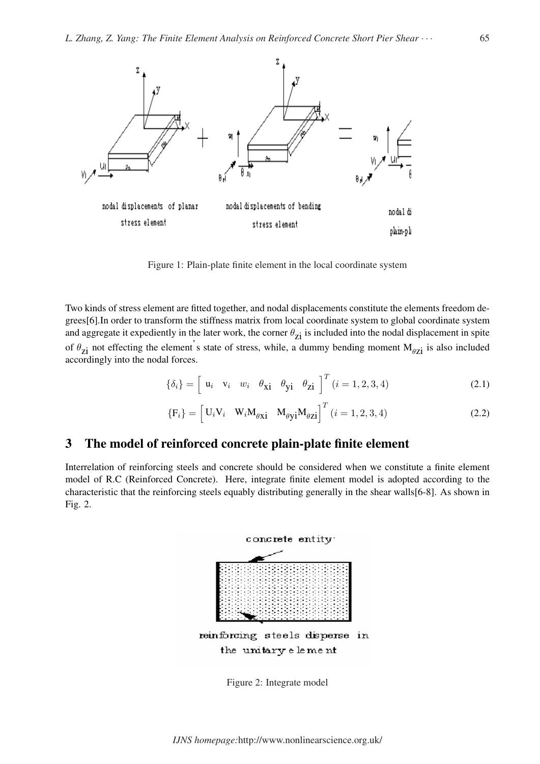Figure 1: Plain-plate finite element in the local coordinate system

Two kinds of stress element are fitted together, and nodal displacements constitute the elements freedom degrees[6].In order to transform the stiffness matrix from local coordinate system to global coordinate system and aggregate it expediently in the later work, the corner $\theta_{\text{zi}}$ is included into the nodal displacement in spite of $\theta_{\text{zi}}$ not effecting the element's state of stress, while, a dummy bending moment $\mathrm{M}_{\theta \text{zi}}$ is also included accordingly into the nodal forces.

$$\{\delta_i\} = \begin{bmatrix} \mathrm{u}_i & \mathrm{v}_i & w_i & \theta_{\text{xi}} & \theta_{\text{yi}} & \theta_{\text{zi}} \end{bmatrix}^T (i = 1, 2, 3, 4) \tag{2.1}$$

$$\{\mathrm{F}_i\} = \begin{bmatrix} \mathrm{U}_i\mathrm{V}_i & \mathrm{W}_i\mathrm{M}_{\theta\text{xi}} & \mathrm{M}_{\theta\text{yi}}\mathrm{M}_{\theta\text{zi}} \end{bmatrix}^T (i = 1, 2, 3, 4) \tag{2.2}$$

## 3 The model of reinforced concrete plain-plate finite element

Interrelation of reinforcing steels and concrete should be considered when we constitute a finite element model of R.C (Reinforced Concrete). Here, integrate finite element model is adopted according to the characteristic that the reinforcing steels equably distributing generally in the shear walls[6-8]. As shown in Fig. 2.

Figure 2: Integrate model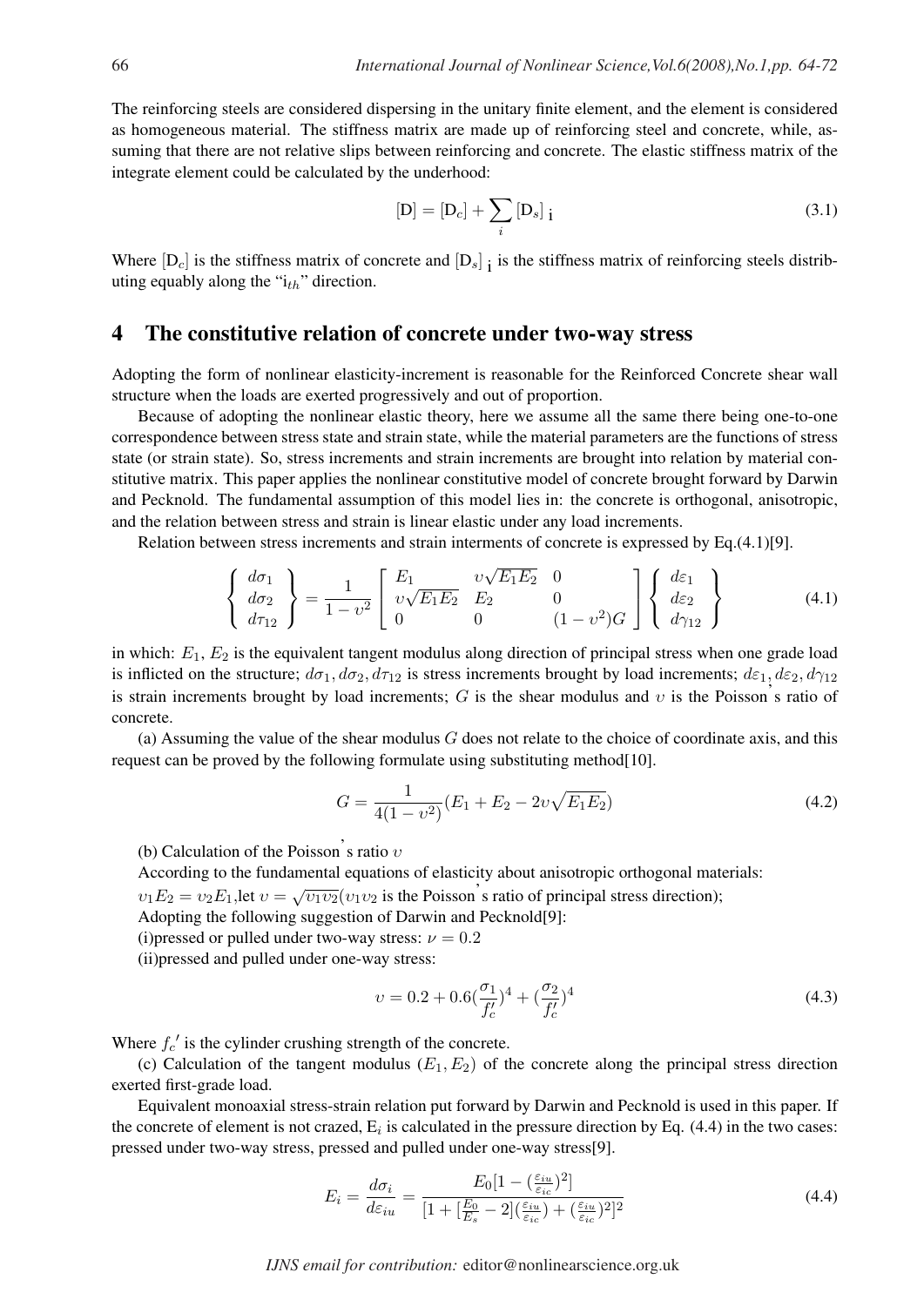The reinforcing steels are considered dispersing in the unitary finite element, and the element is considered as homogeneous material. The stiffness matrix are made up of reinforcing steel and concrete, while, assuming that there are not relative slips between reinforcing and concrete. The elastic stiffness matrix of the integrate element could be calculated by the underhood:

$$[\mathrm{D}] = [\mathrm{D}_c] + \sum_i [\mathrm{D}_s]_{\,\mathrm{i}} \tag{3.1}$$

Where $[\mathrm{D}_c]$ is the stiffness matrix of concrete and $[\mathrm{D}_s]_{\,\mathrm{i}}$ is the stiffness matrix of reinforcing steels distributing equably along the "$\mathrm{i}_{th}$" direction.

## 4 The constitutive relation of concrete under two-way stress

Adopting the form of nonlinear elasticity-increment is reasonable for the Reinforced Concrete shear wall structure when the loads are exerted progressively and out of proportion.

Because of adopting the nonlinear elastic theory, here we assume all the same there being one-to-one correspondence between stress state and strain state, while the material parameters are the functions of stress state (or strain state). So, stress increments and strain increments are brought into relation by material constitutive matrix. This paper applies the nonlinear constitutive model of concrete brought forward by Darwin and Pecknold. The fundamental assumption of this model lies in: the concrete is orthogonal, anisotropic, and the relation between stress and strain is linear elastic under any load increments.

Relation between stress increments and strain interments of concrete is expressed by Eq.(4.1)[9].

$$\left\{ \begin{array}{l} d\sigma_1 \\ d\sigma_2 \\ d\tau_{12} \end{array} \right\} = \frac{1}{1-\upsilon^2} \left[ \begin{array}{lll} E_1 & \upsilon\sqrt{E_1E_2} & 0 \\ \upsilon\sqrt{E_1E_2} & E_2 & 0 \\ 0 & 0 & (1-\upsilon^2)G \end{array} \right] \left\{ \begin{array}{l} d\varepsilon_1 \\ d\varepsilon_2 \\ d\gamma_{12} \end{array} \right\} \tag{4.1}$$

in which: $E_1$, $E_2$ is the equivalent tangent modulus along direction of principal stress when one grade load is inflicted on the structure; $d\sigma_1, d\sigma_2, d\tau_{12}$ is stress increments brought by load increments; $d\varepsilon_1, d\varepsilon_2, d\gamma_{12}$ is strain increments brought by load increments; $G$ is the shear modulus and $\upsilon$ is the Poisson's ratio of concrete.

(a) Assuming the value of the shear modulus $G$ does not relate to the choice of coordinate axis, and this request can be proved by the following formulate using substituting method[10].

$$G = \frac{1}{4(1-\upsilon^2)}(E_1 + E_2 - 2\upsilon\sqrt{E_1E_2}) \tag{4.2}$$

(b) Calculation of the Poisson's ratio $\upsilon$

According to the fundamental equations of elasticity about anisotropic orthogonal materials:

$\upsilon_1 E_2 = \upsilon_2 E_1$,let $\upsilon = \sqrt{\upsilon_1\upsilon_2}$($\upsilon_1\upsilon_2$ is the Poisson's ratio of principal stress direction);

Adopting the following suggestion of Darwin and Pecknold[9]:

(i)pressed or pulled under two-way stress: $\nu = 0.2$

(ii)pressed and pulled under one-way stress:

$$\upsilon = 0.2 + 0.6(\frac{\sigma_1}{f_c'})^4 + (\frac{\sigma_2}{f_c'})^4 \tag{4.3}$$

Where $f_c{}'$ is the cylinder crushing strength of the concrete.

(c) Calculation of the tangent modulus $(E_1, E_2)$ of the concrete along the principal stress direction exerted first-grade load.

Equivalent monoaxial stress-strain relation put forward by Darwin and Pecknold is used in this paper. If the concrete of element is not crazed, $\mathrm{E}_i$ is calculated in the pressure direction by Eq. (4.4) in the two cases: pressed under two-way stress, pressed and pulled under one-way stress[9].

$$E_i = \frac{d\sigma_i}{d\varepsilon_{iu}} = \frac{E_0[1-(\frac{\varepsilon_{iu}}{\varepsilon_{ic}})^2]}{[1+[\frac{E_0}{E_s}-2](\frac{\varepsilon_{iu}}{\varepsilon_{ic}})+(\frac{\varepsilon_{iu}}{\varepsilon_{ic}})^2]^2} \tag{4.4}$$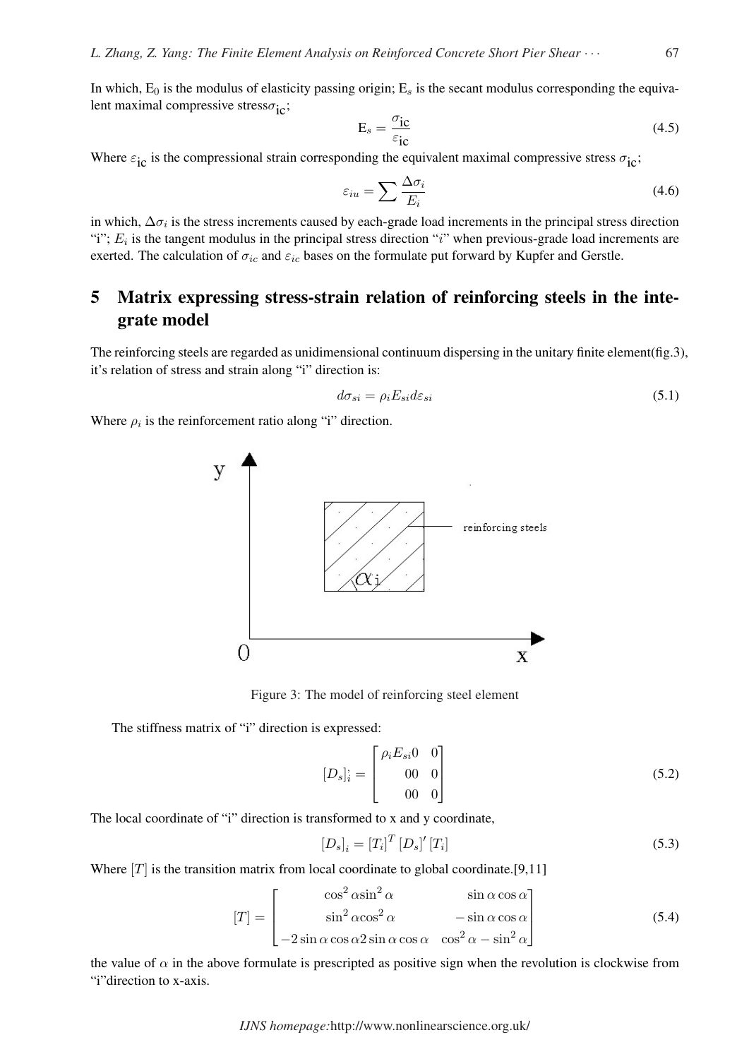In which, $E_0$ is the modulus of elasticity passing origin; $E_s$ is the secant modulus corresponding the equivalent maximal compressive stress$\sigma_{\text{ic}}$;

$$E_s = \frac{\sigma_{\text{ic}}}{\varepsilon_{\text{ic}}} \tag{4.5}$$

Where $\varepsilon_{\text{ic}}$ is the compressional strain corresponding the equivalent maximal compressive stress $\sigma_{\text{ic}}$;

$$\varepsilon_{iu} = \sum \frac{\Delta\sigma_i}{E_i} \tag{4.6}$$

in which, $\Delta\sigma_i$ is the stress increments caused by each-grade load increments in the principal stress direction "i"; $E_i$ is the tangent modulus in the principal stress direction "$i$" when previous-grade load increments are exerted. The calculation of $\sigma_{ic}$ and $\varepsilon_{ic}$ bases on the formulate put forward by Kupfer and Gerstle.

## 5 Matrix expressing stress-strain relation of reinforcing steels in the integrate model

The reinforcing steels are regarded as unidimensional continuum dispersing in the unitary finite element(fig.3), it's relation of stress and strain along "i" direction is:

$$d\sigma_{si} = \rho_i E_{si} d\varepsilon_{si} \tag{5.1}$$

Where $\rho_i$ is the reinforcement ratio along "i" direction.

Figure 3: The model of reinforcing steel element

The stiffness matrix of "i" direction is expressed:

$$[D_s]_i^{'} = \begin{bmatrix} \rho_i E_{si} 0 & 0 \\ 00 & 0 \\ 00 & 0 \end{bmatrix} \tag{5.2}$$

The local coordinate of "i" direction is transformed to x and y coordinate,

$$[D_s]_i = [T_i]^T [D_s]' [T_i] \tag{5.3}$$

Where $[T]$ is the transition matrix from local coordinate to global coordinate.[9,11]

$$[T] = \begin{bmatrix} \cos^2\alpha \sin^2\alpha & \sin\alpha\cos\alpha \\ \sin^2\alpha \cos^2\alpha & -\sin\alpha\cos\alpha \\ -2\sin\alpha\cos\alpha 2\sin\alpha\cos\alpha & \cos^2\alpha - \sin^2\alpha \end{bmatrix} \tag{5.4}$$

the value of $\alpha$ in the above formulate is prescripted as positive sign when the revolution is clockwise from "i"direction to x-axis.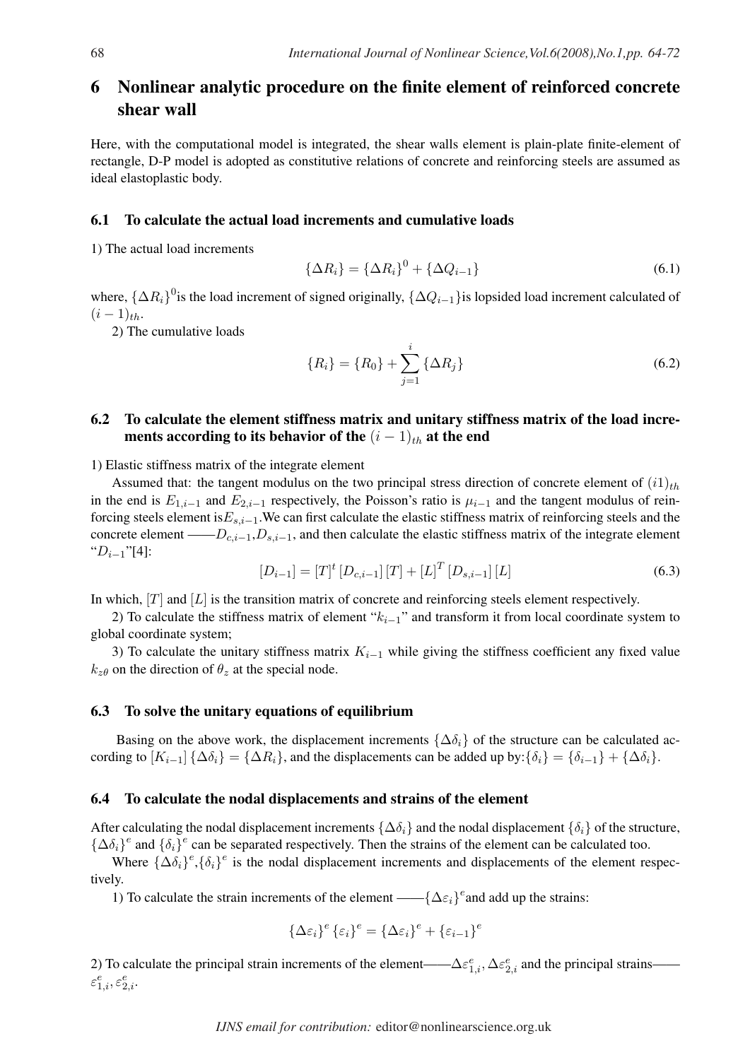## 6 Nonlinear analytic procedure on the finite element of reinforced concrete shear wall

Here, with the computational model is integrated, the shear walls element is plain-plate finite-element of rectangle, D-P model is adopted as constitutive relations of concrete and reinforcing steels are assumed as ideal elastoplastic body.

### 6.1 To calculate the actual load increments and cumulative loads

1) The actual load increments

$$\{\Delta R_i\} = \{\Delta R_i\}^0 + \{\Delta Q_{i-1}\} \tag{6.1}$$

where, $\{\Delta R_i\}^0$is the load increment of signed originally, $\{\Delta Q_{i-1}\}$is lopsided load increment calculated of $(i-1)_{th}$.

2) The cumulative loads

$$\{R_i\} = \{R_0\} + \sum_{j=1}^{i} \{\Delta R_j\} \tag{6.2}$$

### 6.2 To calculate the element stiffness matrix and unitary stiffness matrix of the load increments according to its behavior of the $(i-1)_{th}$ at the end

1) Elastic stiffness matrix of the integrate element

Assumed that: the tangent modulus on the two principal stress direction of concrete element of $(i1)_{th}$ in the end is $E_{1,i-1}$ and $E_{2,i-1}$ respectively, the Poisson's ratio is $\mu_{i-1}$ and the tangent modulus of reinforcing steels element is$E_{s,i-1}$.We can first calculate the elastic stiffness matrix of reinforcing steels and the concrete element ——$D_{c,i-1}$,$D_{s,i-1}$, and then calculate the elastic stiffness matrix of the integrate element "$D_{i-1}$"[4]:

$$[D_{i-1}] = [T]^t [D_{c,i-1}] [T] + [L]^T [D_{s,i-1}] [L] \tag{6.3}$$

In which, $[T]$ and $[L]$ is the transition matrix of concrete and reinforcing steels element respectively.

2) To calculate the stiffness matrix of element "$k_{i-1}$" and transform it from local coordinate system to global coordinate system;

3) To calculate the unitary stiffness matrix $K_{i-1}$ while giving the stiffness coefficient any fixed value $k_{z\theta}$ on the direction of $\theta_z$ at the special node.

### 6.3 To solve the unitary equations of equilibrium

Basing on the above work, the displacement increments $\{\Delta\delta_i\}$ of the structure can be calculated according to $[K_{i-1}]\{\Delta\delta_i\} = \{\Delta R_i\}$, and the displacements can be added up by:$\{\delta_i\} = \{\delta_{i-1}\} + \{\Delta\delta_i\}$.

### 6.4 To calculate the nodal displacements and strains of the element

After calculating the nodal displacement increments $\{\Delta\delta_i\}$ and the nodal displacement $\{\delta_i\}$ of the structure, $\{\Delta\delta_i\}^e$ and $\{\delta_i\}^e$ can be separated respectively. Then the strains of the element can be calculated too.

Where $\{\Delta\delta_i\}^e$,$\{\delta_i\}^e$ is the nodal displacement increments and displacements of the element respectively.

1) To calculate the strain increments of the element ——$\{\Delta\varepsilon_i\}^e$and add up the strains:

$$\{\Delta\varepsilon_i\}^e \{\varepsilon_i\}^e = \{\Delta\varepsilon_i\}^e + \{\varepsilon_{i-1}\}^e$$

2) To calculate the principal strain increments of the element——$\Delta\varepsilon^e_{1,i}, \Delta\varepsilon^e_{2,i}$ and the principal strains——$\varepsilon^e_{1,i}, \varepsilon^e_{2,i}$.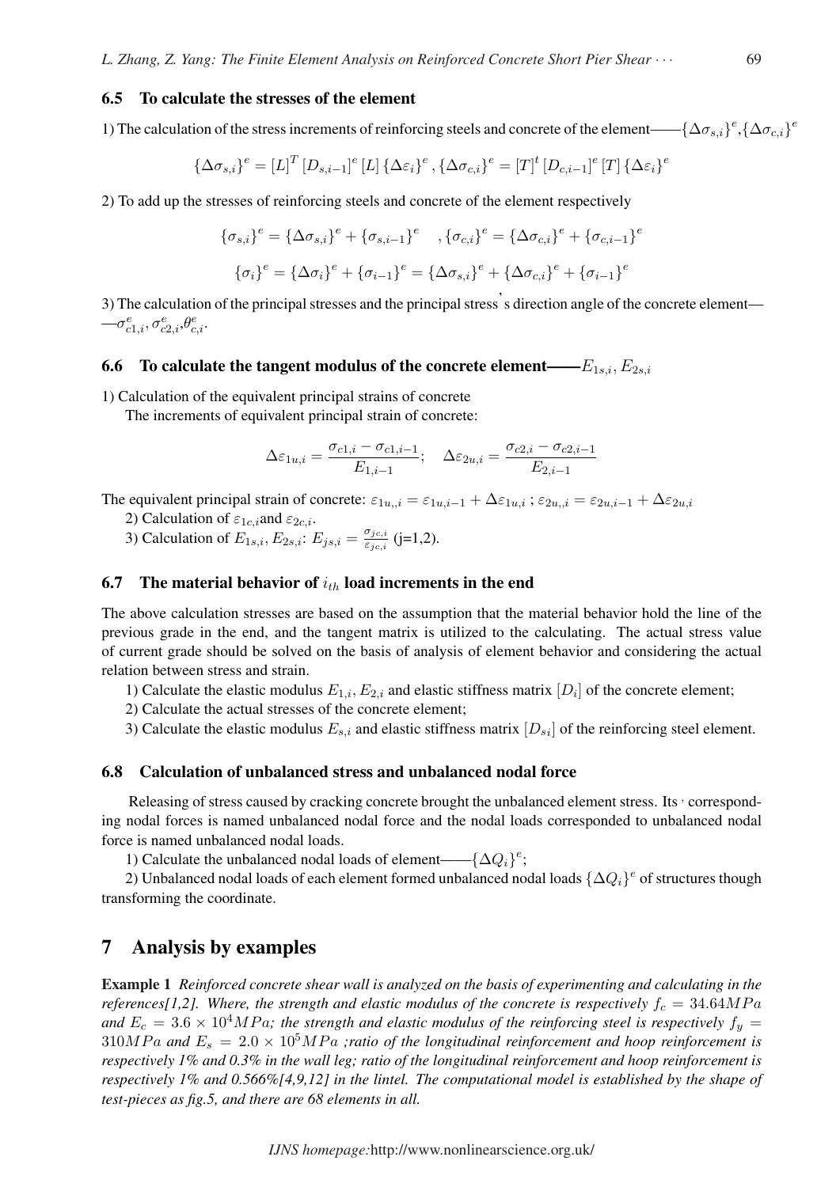### 6.5 To calculate the stresses of the element

1) The calculation of the stress increments of reinforcing steels and concrete of the element——$\{\Delta\sigma_{s,i}\}^e$,$\{\Delta\sigma_{c,i}\}^e$

$$\{\Delta\sigma_{s,i}\}^e = [L]^T [D_{s,i-1}]^e [L] \{\Delta\varepsilon_i\}^e, \{\Delta\sigma_{c,i}\}^e = [T]^t [D_{c,i-1}]^e [T] \{\Delta\varepsilon_i\}^e$$

2) To add up the stresses of reinforcing steels and concrete of the element respectively

$$\{\sigma_{s,i}\}^e = \{\Delta\sigma_{s,i}\}^e + \{\sigma_{s,i-1}\}^e \quad, \{\sigma_{c,i}\}^e = \{\Delta\sigma_{c,i}\}^e + \{\sigma_{c,i-1}\}^e$$

$$\{\sigma_i\}^e = \{\Delta\sigma_i\}^e + \{\sigma_{i-1}\}^e = \{\Delta\sigma_{s,i}\}^e + \{\Delta\sigma_{c,i}\}^e + \{\sigma_{i-1}\}^e$$

3) The calculation of the principal stresses and the principal stress's direction angle of the concrete element——$\sigma^e_{c1,i}, \sigma^e_{c2,i}$,$\theta^e_{c,i}$.

### 6.6 To calculate the tangent modulus of the concrete element——$E_{1s,i}, E_{2s,i}$

1) Calculation of the equivalent principal strains of concrete

The increments of equivalent principal strain of concrete:

$$\Delta\varepsilon_{1u,i} = \frac{\sigma_{c1,i} - \sigma_{c1,i-1}}{E_{1,i-1}}; \quad \Delta\varepsilon_{2u,i} = \frac{\sigma_{c2,i} - \sigma_{c2,i-1}}{E_{2,i-1}}$$

The equivalent principal strain of concrete: $\varepsilon_{1u,,i} = \varepsilon_{1u,i-1} + \Delta\varepsilon_{1u,i}$ ; $\varepsilon_{2u,,i} = \varepsilon_{2u,i-1} + \Delta\varepsilon_{2u,i}$

2) Calculation of $\varepsilon_{1c,i}$and $\varepsilon_{2c,i}$.

3) Calculation of $E_{1s,i}, E_{2s,i}$: $E_{js,i} = \frac{\sigma_{jc,i}}{\varepsilon_{jc,i}}$ (j=1,2).

### 6.7 The material behavior of $i_{th}$ load increments in the end

The above calculation stresses are based on the assumption that the material behavior hold the line of the previous grade in the end, and the tangent matrix is utilized to the calculating. The actual stress value of current grade should be solved on the basis of analysis of element behavior and considering the actual relation between stress and strain.

1) Calculate the elastic modulus $E_{1,i}, E_{2,i}$ and elastic stiffness matrix $[D_i]$ of the concrete element;

2) Calculate the actual stresses of the concrete element;

3) Calculate the elastic modulus $E_{s,i}$ and elastic stiffness matrix $[D_{si}]$ of the reinforcing steel element.

### 6.8 Calculation of unbalanced stress and unbalanced nodal force

Releasing of stress caused by cracking concrete brought the unbalanced element stress. Its' corresponding nodal forces is named unbalanced nodal force and the nodal loads corresponded to unbalanced nodal force is named unbalanced nodal loads.

1) Calculate the unbalanced nodal loads of element——$\{\Delta Q_i\}^e$;

2) Unbalanced nodal loads of each element formed unbalanced nodal loads $\{\Delta Q_i\}^e$ of structures though transforming the coordinate.

## 7 Analysis by examples

**Example 1** *Reinforced concrete shear wall is analyzed on the basis of experimenting and calculating in the references[1,2]. Where, the strength and elastic modulus of the concrete is respectively $f_c = 34.64MPa$ and $E_c = 3.6 \times 10^4 MPa$; the strength and elastic modulus of the reinforcing steel is respectively $f_y = 310MPa$ and $E_s = 2.0 \times 10^5 MPa$ ;ratio of the longitudinal reinforcement and hoop reinforcement is respectively 1% and 0.3% in the wall leg; ratio of the longitudinal reinforcement and hoop reinforcement is respectively 1% and 0.566%[4,9,12] in the lintel. The computational model is established by the shape of test-pieces as fig.5, and there are 68 elements in all.*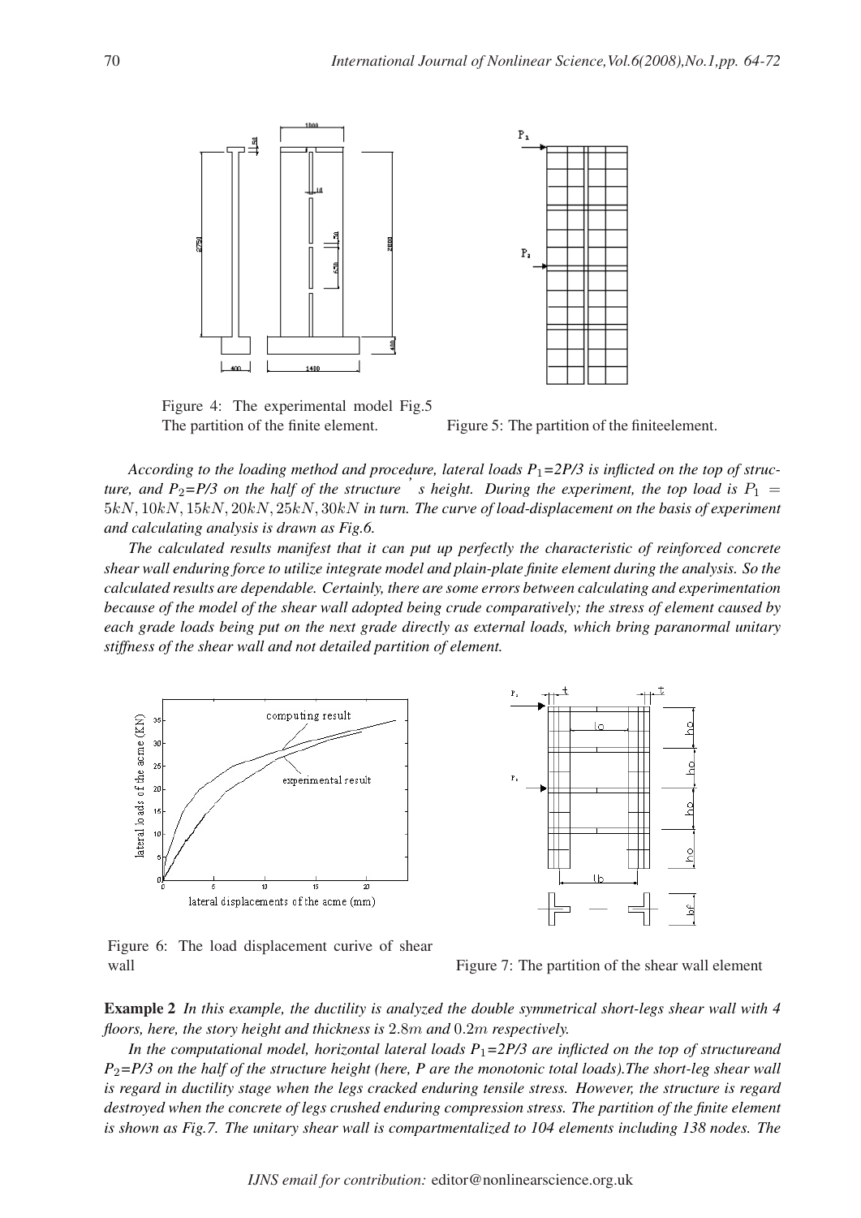Figure 4: The experimental model Fig.5 The partition of the finite element.

Figure 5: The partition of the finiteelement.

*According to the loading method and procedure, lateral loads $P_1$=2P/3 is inflicted on the top of structure, and $P_2$=P/3 on the half of the structure' s height. During the experiment, the top load is $P_1 = 5kN, 10kN, 15kN, 20kN, 25kN, 30kN$ in turn. The curve of load-displacement on the basis of experiment and calculating analysis is drawn as Fig.6.*

*The calculated results manifest that it can put up perfectly the characteristic of reinforced concrete shear wall enduring force to utilize integrate model and plain-plate finite element during the analysis. So the calculated results are dependable. Certainly, there are some errors between calculating and experimentation because of the model of the shear wall adopted being crude comparatively; the stress of element caused by each grade loads being put on the next grade directly as external loads, which bring paranormal unitary stiffness of the shear wall and not detailed partition of element.*

Figure 6: The load displacement curive of shear wall

Figure 7: The partition of the shear wall element

**Example 2** *In this example, the ductility is analyzed the double symmetrical short-legs shear wall with 4 floors, here, the story height and thickness is $2.8m$ and $0.2m$ respectively.*

*In the computational model, horizontal lateral loads $P_1$=2P/3 are inflicted on the top of structureand $P_2$=P/3 on the half of the structure height (here, P are the monotonic total loads).The short-leg shear wall is regard in ductility stage when the legs cracked enduring tensile stress. However, the structure is regard destroyed when the concrete of legs crushed enduring compression stress. The partition of the finite element is shown as Fig.7. The unitary shear wall is compartmentalized to 104 elements including 138 nodes. The*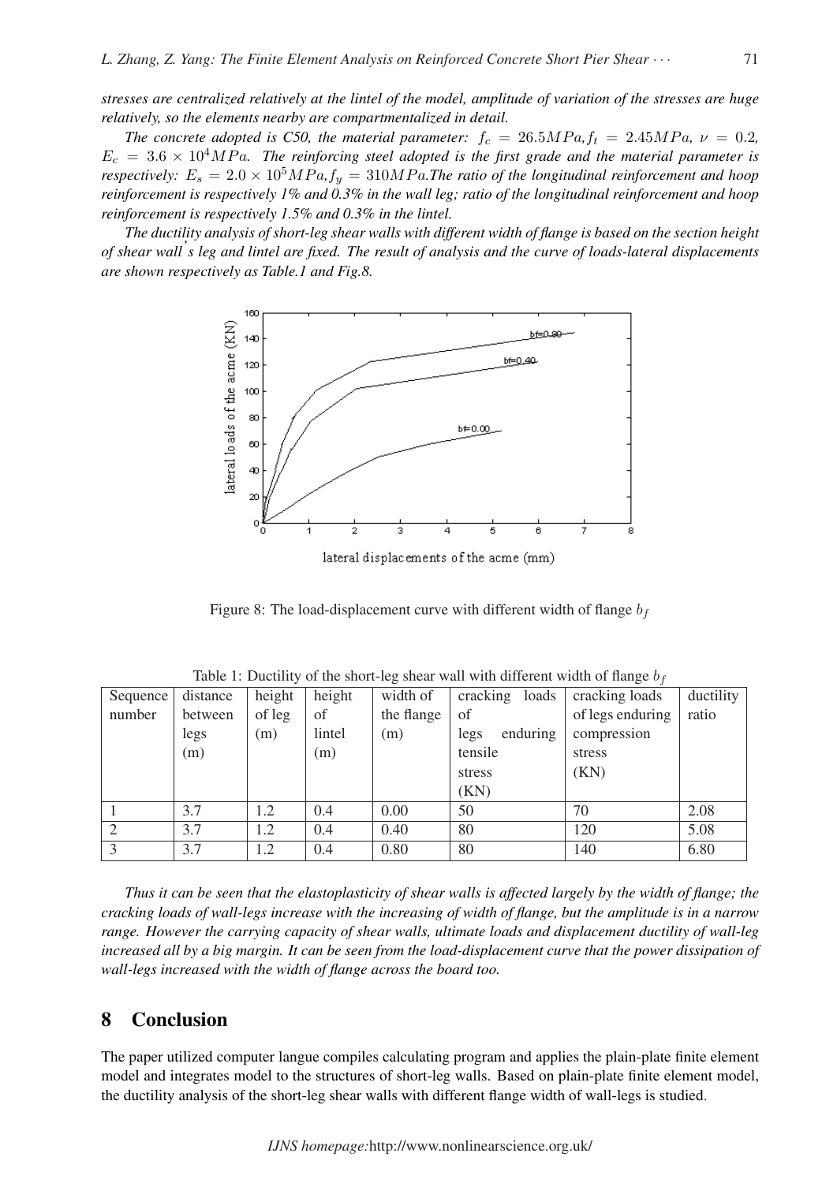*stresses are centralized relatively at the lintel of the model, amplitude of variation of the stresses are huge relatively, so the elements nearby are compartmentalized in detail.*

*The concrete adopted is C50, the material parameter: $f_c = 26.5MPa, f_t = 2.45MPa$, $\nu = 0.2$, $E_c = 3.6 \times 10^4 MPa$. The reinforcing steel adopted is the first grade and the material parameter is respectively: $E_s = 2.0 \times 10^5 MPa, f_y = 310MPa$.The ratio of the longitudinal reinforcement and hoop reinforcement is respectively 1% and 0.3% in the wall leg; ratio of the longitudinal reinforcement and hoop reinforcement is respectively 1.5% and 0.3% in the lintel.*

*The ductility analysis of short-leg shear walls with different width of flange is based on the section height of shear wall's leg and lintel are fixed. The result of analysis and the curve of loads-lateral displacements are shown respectively as Table.1 and Fig.8.*

Figure 8: The load-displacement curve with different width of flange $b_f$

Table 1: Ductility of the short-leg shear wall with different width of flange $b_f$

| Sequence number | distance between legs (m) | height of leg (m) | height of lintel (m) | width of the flange (m) | cracking loads of legs enduring tensile stress (KN) | cracking loads of legs enduring compression stress (KN) | ductility ratio |
|---|---|---|---|---|---|---|---|
| 1 | 3.7 | 1.2 | 0.4 | 0.00 | 50 | 70 | 2.08 |
| 2 | 3.7 | 1.2 | 0.4 | 0.40 | 80 | 120 | 5.08 |
| 3 | 3.7 | 1.2 | 0.4 | 0.80 | 80 | 140 | 6.80 |

*Thus it can be seen that the elastoplasticity of shear walls is affected largely by the width of flange; the cracking loads of wall-legs increase with the increasing of width of flange, but the amplitude is in a narrow range. However the carrying capacity of shear walls, ultimate loads and displacement ductility of wall-leg increased all by a big margin. It can be seen from the load-displacement curve that the power dissipation of wall-legs increased with the width of flange across the board too.*

## 8 Conclusion

The paper utilized computer langue compiles calculating program and applies the plain-plate finite element model and integrates model to the structures of short-leg walls. Based on plain-plate finite element model, the ductility analysis of the short-leg shear walls with different flange width of wall-legs is studied.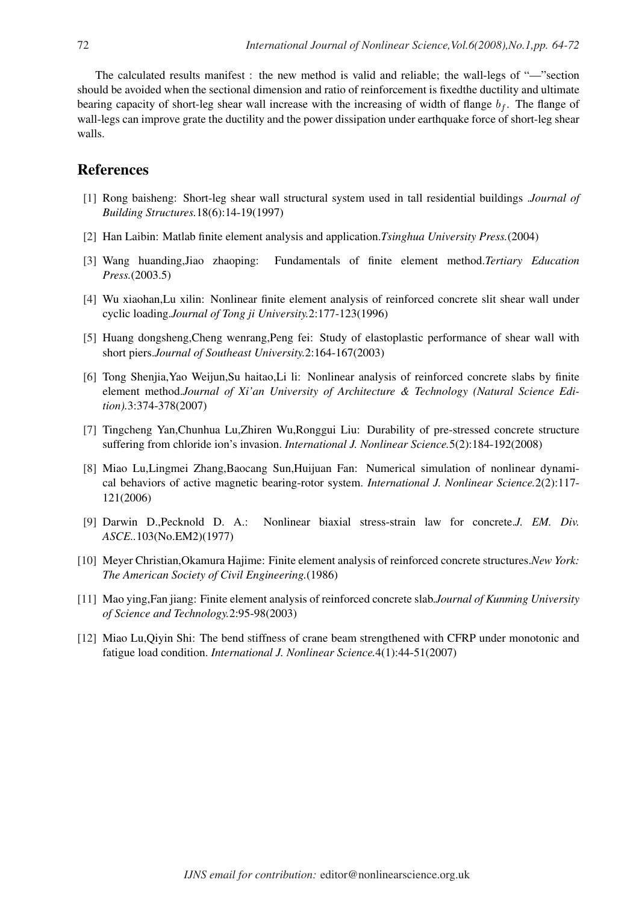The calculated results manifest : the new method is valid and reliable; the wall-legs of "—"section should be avoided when the sectional dimension and ratio of reinforcement is fixedthe ductility and ultimate bearing capacity of short-leg shear wall increase with the increasing of width of flange $b_f$. The flange of wall-legs can improve grate the ductility and the power dissipation under earthquake force of short-leg shear walls.

## References

[1] Rong baisheng: Short-leg shear wall structural system used in tall residential buildings .*Journal of Building Structures.*18(6):14-19(1997)

[2] Han Laibin: Matlab finite element analysis and application.*Tsinghua University Press.*(2004)

[3] Wang huanding,Jiao zhaoping: Fundamentals of finite element method.*Tertiary Education Press.*(2003.5)

[4] Wu xiaohan,Lu xilin: Nonlinear finite element analysis of reinforced concrete slit shear wall under cyclic loading.*Journal of Tong ji University.*2:177-123(1996)

[5] Huang dongsheng,Cheng wenrang,Peng fei: Study of elastoplastic performance of shear wall with short piers.*Journal of Southeast University.*2:164-167(2003)

[6] Tong Shenjia,Yao Weijun,Su haitao,Li li: Nonlinear analysis of reinforced concrete slabs by finite element method.*Journal of Xi'an University of Architecture & Technology (Natural Science Edition).*3:374-378(2007)

[7] Tingcheng Yan,Chunhua Lu,Zhiren Wu,Ronggui Liu: Durability of pre-stressed concrete structure suffering from chloride ion's invasion. *International J. Nonlinear Science.*5(2):184-192(2008)

[8] Miao Lu,Lingmei Zhang,Baocang Sun,Huijuan Fan: Numerical simulation of nonlinear dynamical behaviors of active magnetic bearing-rotor system. *International J. Nonlinear Science.*2(2):117-121(2006)

[9] Darwin D.,Pecknold D. A.: Nonlinear biaxial stress-strain law for concrete.*J. EM. Div. ASCE..*103(No.EM2)(1977)

[10] Meyer Christian,Okamura Hajime: Finite element analysis of reinforced concrete structures.*New York: The American Society of Civil Engineering.*(1986)

[11] Mao ying,Fan jiang: Finite element analysis of reinforced concrete slab.*Journal of Kunming University of Science and Technology.*2:95-98(2003)

[12] Miao Lu,Qiyin Shi: The bend stiffness of crane beam strengthened with CFRP under monotonic and fatigue load condition. *International J. Nonlinear Science.*4(1):44-51(2007)